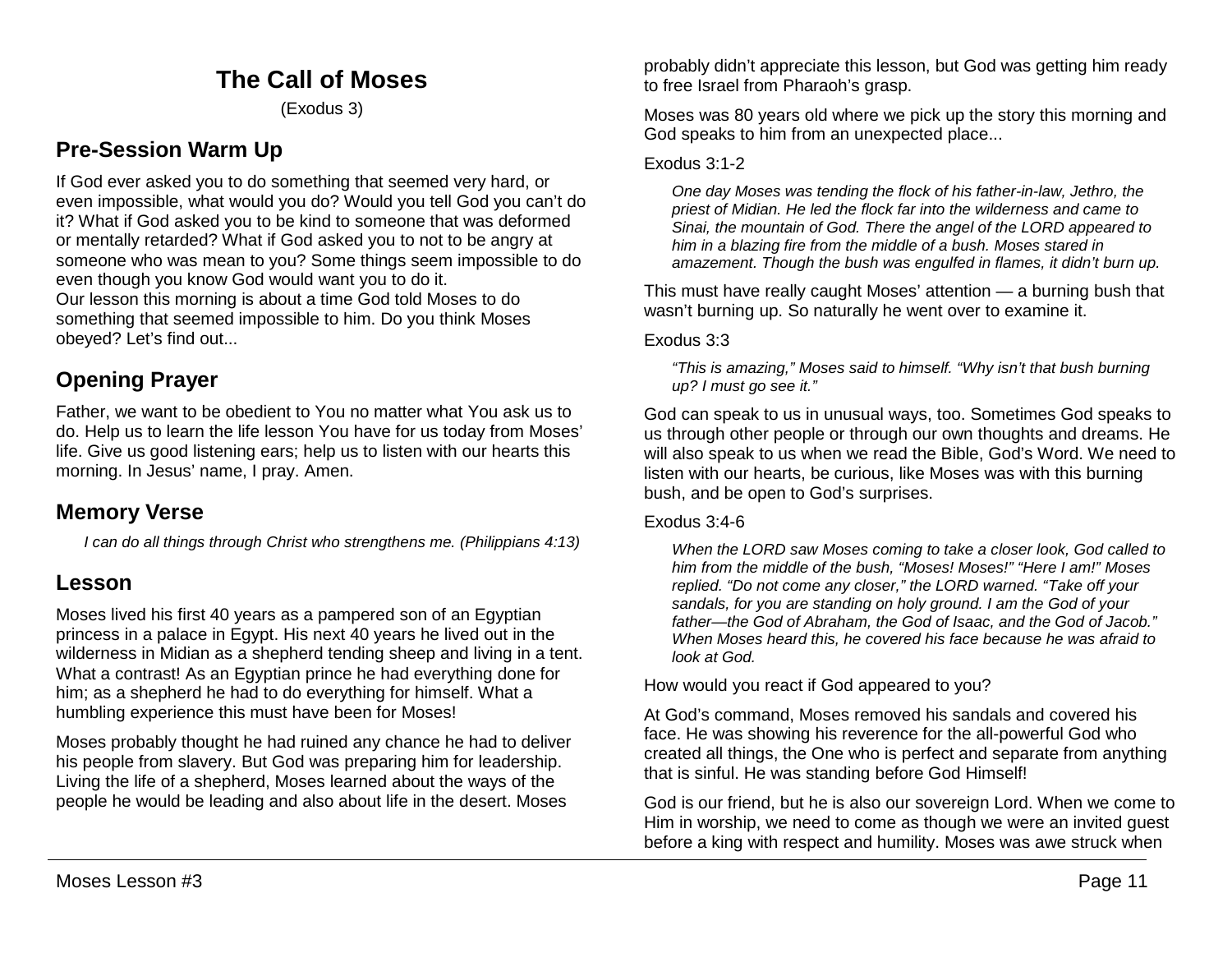# The Call of Moses

(Exodus 3)

## Pre-Session Warm Up

If God ever asked you to do something that seemed very hard, or even impossible, what would you do? Would you tell God you can't do it? What if God asked you to be kind to someone that was deformed or mentally retarded? What if God asked you to not to be angry at someone who was mean to you? Some things seem impossible to do even though you know God would want you to do it.
Our lesson this morning is about a time God told Moses to do something that seemed impossible to him. Do you think Moses obeyed? Let's find out...

## Opening Prayer

Father, we want to be obedient to You no matter what You ask us to do. Help us to learn the life lesson You have for us today from Moses' life. Give us good listening ears; help us to listen with our hearts this morning. In Jesus' name, I pray. Amen.

## Memory Verse

*I can do all things through Christ who strengthens me. (Philippians 4:13)*

## Lesson

Moses lived his first 40 years as a pampered son of an Egyptian princess in a palace in Egypt. His next 40 years he lived out in the wilderness in Midian as a shepherd tending sheep and living in a tent. What a contrast! As an Egyptian prince he had everything done for him; as a shepherd he had to do everything for himself. What a humbling experience this must have been for Moses!

Moses probably thought he had ruined any chance he had to deliver his people from slavery. But God was preparing him for leadership. Living the life of a shepherd, Moses learned about the ways of the people he would be leading and also about life in the desert. Moses probably didn't appreciate this lesson, but God was getting him ready to free Israel from Pharaoh's grasp.

Moses was 80 years old where we pick up the story this morning and God speaks to him from an unexpected place...

Exodus 3:1-2

> *One day Moses was tending the flock of his father-in-law, Jethro, the priest of Midian. He led the flock far into the wilderness and came to Sinai, the mountain of God. There the angel of the LORD appeared to him in a blazing fire from the middle of a bush. Moses stared in amazement. Though the bush was engulfed in flames, it didn't burn up.*

This must have really caught Moses' attention — a burning bush that wasn't burning up. So naturally he went over to examine it.

Exodus 3:3

> *"This is amazing," Moses said to himself. "Why isn't that bush burning up? I must go see it."*

God can speak to us in unusual ways, too. Sometimes God speaks to us through other people or through our own thoughts and dreams. He will also speak to us when we read the Bible, God's Word. We need to listen with our hearts, be curious, like Moses was with this burning bush, and be open to God's surprises.

Exodus 3:4-6

> *When the LORD saw Moses coming to take a closer look, God called to him from the middle of the bush, "Moses! Moses!" "Here I am!" Moses replied. "Do not come any closer," the LORD warned. "Take off your sandals, for you are standing on holy ground. I am the God of your father—the God of Abraham, the God of Isaac, and the God of Jacob." When Moses heard this, he covered his face because he was afraid to look at God.*

How would you react if God appeared to you?

At God's command, Moses removed his sandals and covered his face. He was showing his reverence for the all-powerful God who created all things, the One who is perfect and separate from anything that is sinful. He was standing before God Himself!

God is our friend, but he is also our sovereign Lord. When we come to Him in worship, we need to come as though we were an invited guest before a king with respect and humility. Moses was awe struck when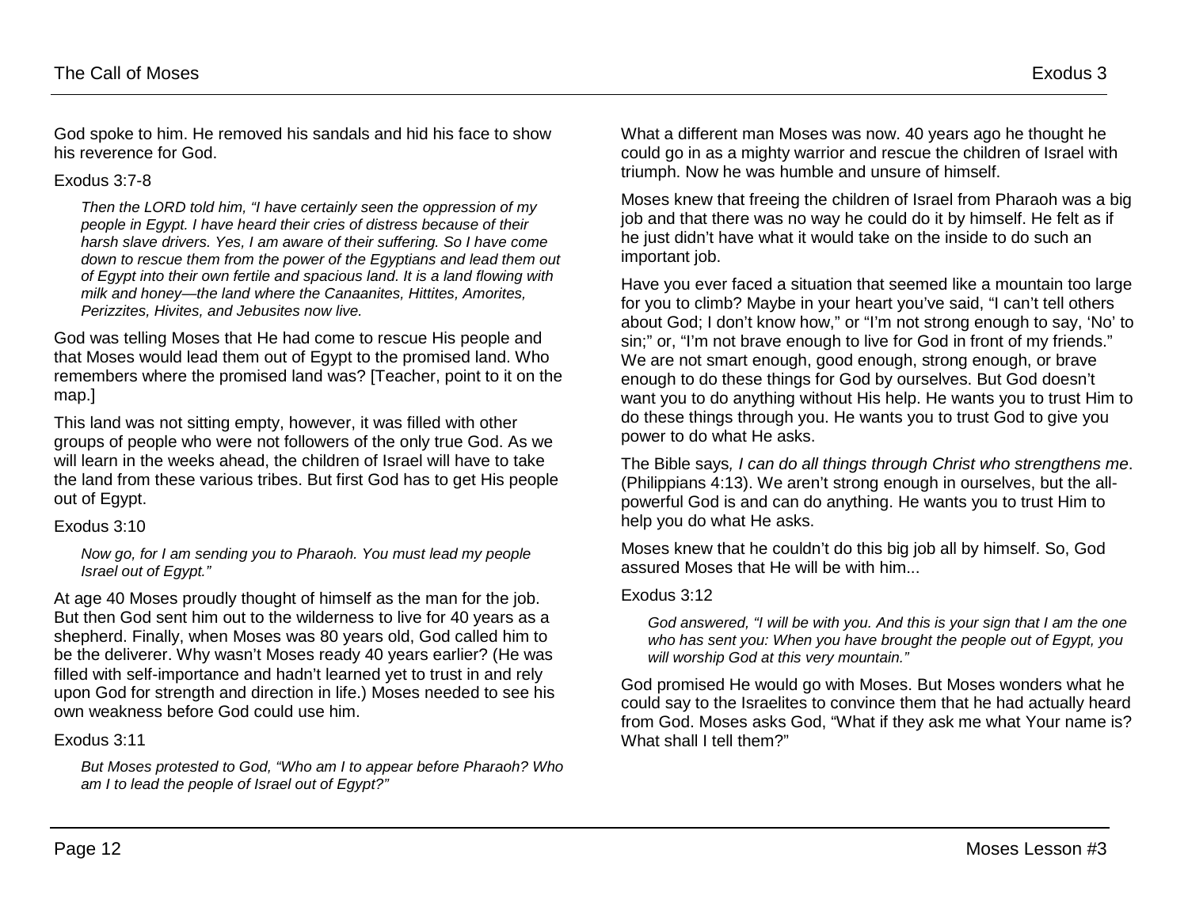God spoke to him. He removed his sandals and hid his face to show his reverence for God.

Exodus 3:7-8

> *Then the LORD told him, "I have certainly seen the oppression of my people in Egypt. I have heard their cries of distress because of their harsh slave drivers. Yes, I am aware of their suffering. So I have come down to rescue them from the power of the Egyptians and lead them out of Egypt into their own fertile and spacious land. It is a land flowing with milk and honey—the land where the Canaanites, Hittites, Amorites, Perizzites, Hivites, and Jebusites now live.*

God was telling Moses that He had come to rescue His people and that Moses would lead them out of Egypt to the promised land. Who remembers where the promised land was? [Teacher, point to it on the map.]

This land was not sitting empty, however, it was filled with other groups of people who were not followers of the only true God. As we will learn in the weeks ahead, the children of Israel will have to take the land from these various tribes. But first God has to get His people out of Egypt.

Exodus 3:10

> *Now go, for I am sending you to Pharaoh. You must lead my people Israel out of Egypt."*

At age 40 Moses proudly thought of himself as the man for the job. But then God sent him out to the wilderness to live for 40 years as a shepherd. Finally, when Moses was 80 years old, God called him to be the deliverer. Why wasn't Moses ready 40 years earlier? (He was filled with self-importance and hadn't learned yet to trust in and rely upon God for strength and direction in life.) Moses needed to see his own weakness before God could use him.

Exodus 3:11

> *But Moses protested to God, "Who am I to appear before Pharaoh? Who am I to lead the people of Israel out of Egypt?"*

What a different man Moses was now. 40 years ago he thought he could go in as a mighty warrior and rescue the children of Israel with triumph. Now he was humble and unsure of himself.

Moses knew that freeing the children of Israel from Pharaoh was a big job and that there was no way he could do it by himself. He felt as if he just didn't have what it would take on the inside to do such an important job.

Have you ever faced a situation that seemed like a mountain too large for you to climb? Maybe in your heart you've said, "I can't tell others about God; I don't know how," or "I'm not strong enough to say, 'No' to sin;" or, "I'm not brave enough to live for God in front of my friends." We are not smart enough, good enough, strong enough, or brave enough to do these things for God by ourselves. But God doesn't want you to do anything without His help. He wants you to trust Him to do these things through you. He wants you to trust God to give you power to do what He asks.

The Bible says*, I can do all things through Christ who strengthens me*. (Philippians 4:13). We aren't strong enough in ourselves, but the all-powerful God is and can do anything. He wants you to trust Him to help you do what He asks.

Moses knew that he couldn't do this big job all by himself. So, God assured Moses that He will be with him...

Exodus 3:12

> *God answered, "I will be with you. And this is your sign that I am the one who has sent you: When you have brought the people out of Egypt, you will worship God at this very mountain."*

God promised He would go with Moses. But Moses wonders what he could say to the Israelites to convince them that he had actually heard from God. Moses asks God, "What if they ask me what Your name is? What shall I tell them?"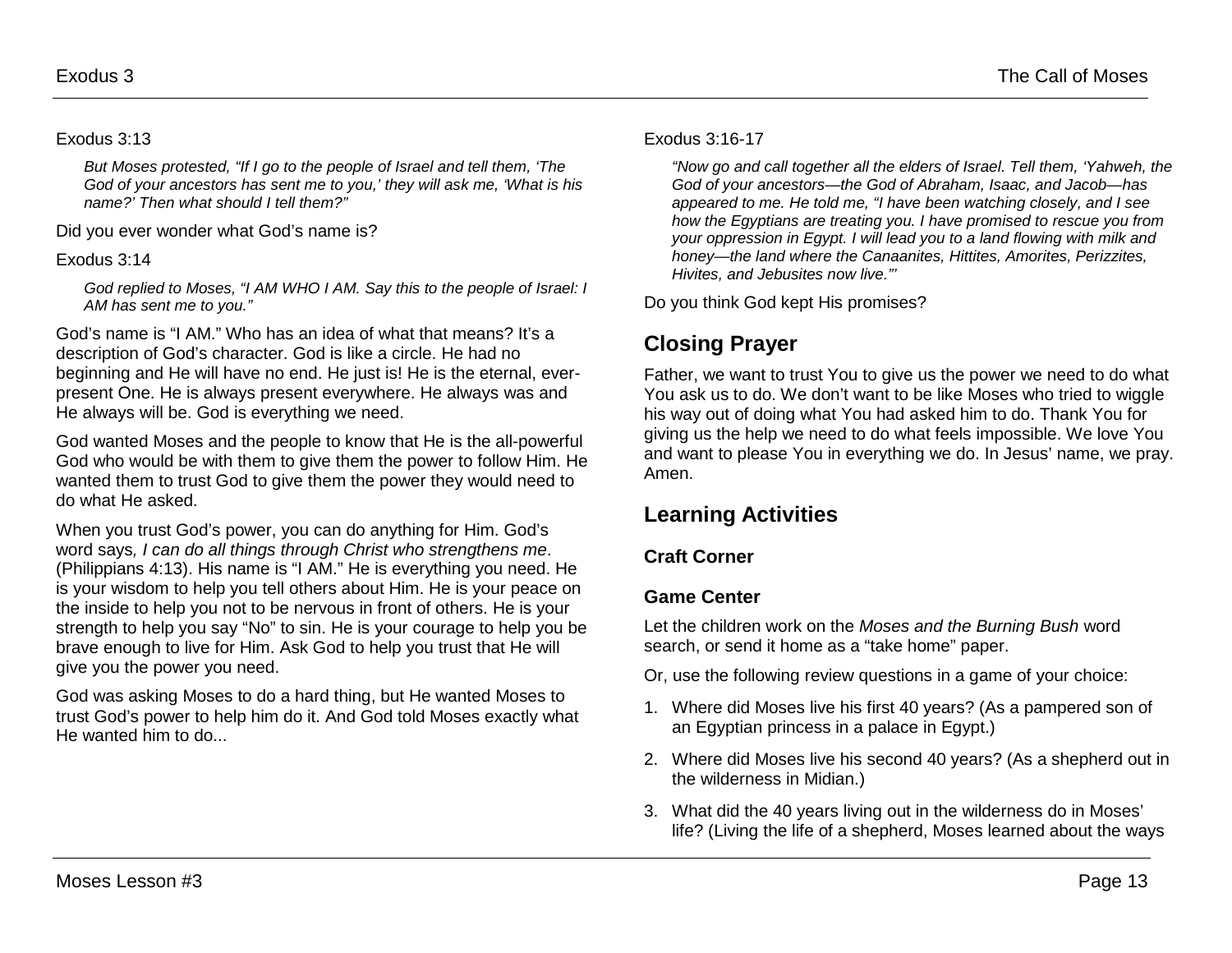Exodus 3:13

*But Moses protested, "If I go to the people of Israel and tell them, 'The God of your ancestors has sent me to you,' they will ask me, 'What is his name?' Then what should I tell them?"*

Did you ever wonder what God's name is?

Exodus 3:14

*God replied to Moses, "I AM WHO I AM. Say this to the people of Israel: I AM has sent me to you."*

God's name is "I AM." Who has an idea of what that means? It's a description of God's character. God is like a circle. He had no beginning and He will have no end. He just is! He is the eternal, ever-present One. He is always present everywhere. He always was and He always will be. God is everything we need.

God wanted Moses and the people to know that He is the all-powerful God who would be with them to give them the power to follow Him. He wanted them to trust God to give them the power they would need to do what He asked.

When you trust God's power, you can do anything for Him. God's word says*, I can do all things through Christ who strengthens me*. (Philippians 4:13). His name is "I AM." He is everything you need. He is your wisdom to help you tell others about Him. He is your peace on the inside to help you not to be nervous in front of others. He is your strength to help you say "No" to sin. He is your courage to help you be brave enough to live for Him. Ask God to help you trust that He will give you the power you need.

God was asking Moses to do a hard thing, but He wanted Moses to trust God's power to help him do it. And God told Moses exactly what He wanted him to do...

Exodus 3:16-17

*"Now go and call together all the elders of Israel. Tell them, 'Yahweh, the God of your ancestors—the God of Abraham, Isaac, and Jacob—has appeared to me. He told me, "I have been watching closely, and I see how the Egyptians are treating you. I have promised to rescue you from your oppression in Egypt. I will lead you to a land flowing with milk and honey—the land where the Canaanites, Hittites, Amorites, Perizzites, Hivites, and Jebusites now live."'*

Do you think God kept His promises?

## Closing Prayer

Father, we want to trust You to give us the power we need to do what You ask us to do. We don't want to be like Moses who tried to wiggle his way out of doing what You had asked him to do. Thank You for giving us the help we need to do what feels impossible. We love You and want to please You in everything we do. In Jesus' name, we pray. Amen.

## Learning Activities

### Craft Corner

### Game Center

Let the children work on the *Moses and the Burning Bush* word search, or send it home as a "take home" paper.

Or, use the following review questions in a game of your choice:

1. Where did Moses live his first 40 years? (As a pampered son of an Egyptian princess in a palace in Egypt.)
2. Where did Moses live his second 40 years? (As a shepherd out in the wilderness in Midian.)
3. What did the 40 years living out in the wilderness do in Moses' life? (Living the life of a shepherd, Moses learned about the ways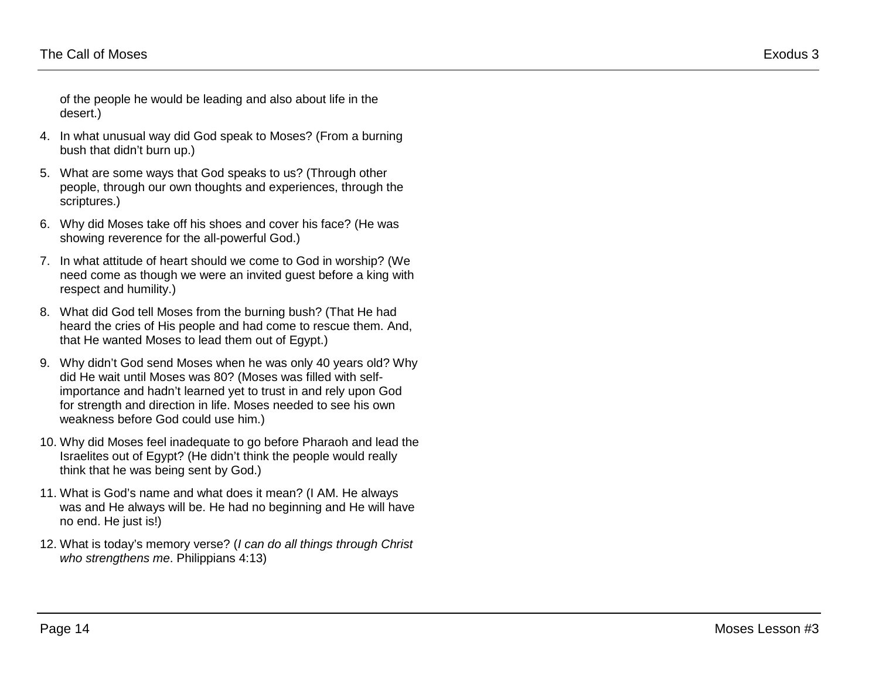of the people he would be leading and also about life in the desert.)

4. In what unusual way did God speak to Moses? (From a burning bush that didn’t burn up.)
5. What are some ways that God speaks to us? (Through other people, through our own thoughts and experiences, through the scriptures.)
6. Why did Moses take off his shoes and cover his face? (He was showing reverence for the all-powerful God.)
7. In what attitude of heart should we come to God in worship? (We need come as though we were an invited guest before a king with respect and humility.)
8. What did God tell Moses from the burning bush? (That He had heard the cries of His people and had come to rescue them. And, that He wanted Moses to lead them out of Egypt.)
9. Why didn’t God send Moses when he was only 40 years old? Why did He wait until Moses was 80? (Moses was filled with self-importance and hadn’t learned yet to trust in and rely upon God for strength and direction in life. Moses needed to see his own weakness before God could use him.)
10. Why did Moses feel inadequate to go before Pharaoh and lead the Israelites out of Egypt? (He didn’t think the people would really think that he was being sent by God.)
11. What is God’s name and what does it mean? (I AM. He always was and He always will be. He had no beginning and He will have no end. He just is!)
12. What is today’s memory verse? (*I can do all things through Christ who strengthens me*. Philippians 4:13)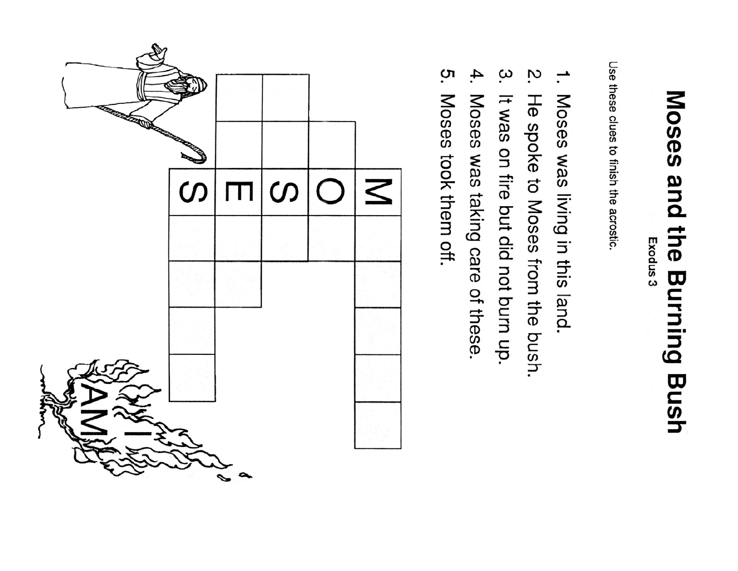# Moses and the Burning Bush

**Exodus 3**

Use these clues to finish the acrostic.

1. Moses was living in this land.
2. He spoke to Moses from the bush.
3. It was on fire but did not burn up.
4. Moses was taking care of these.
5. Moses took them off.

M

O

S

E

S

I AM